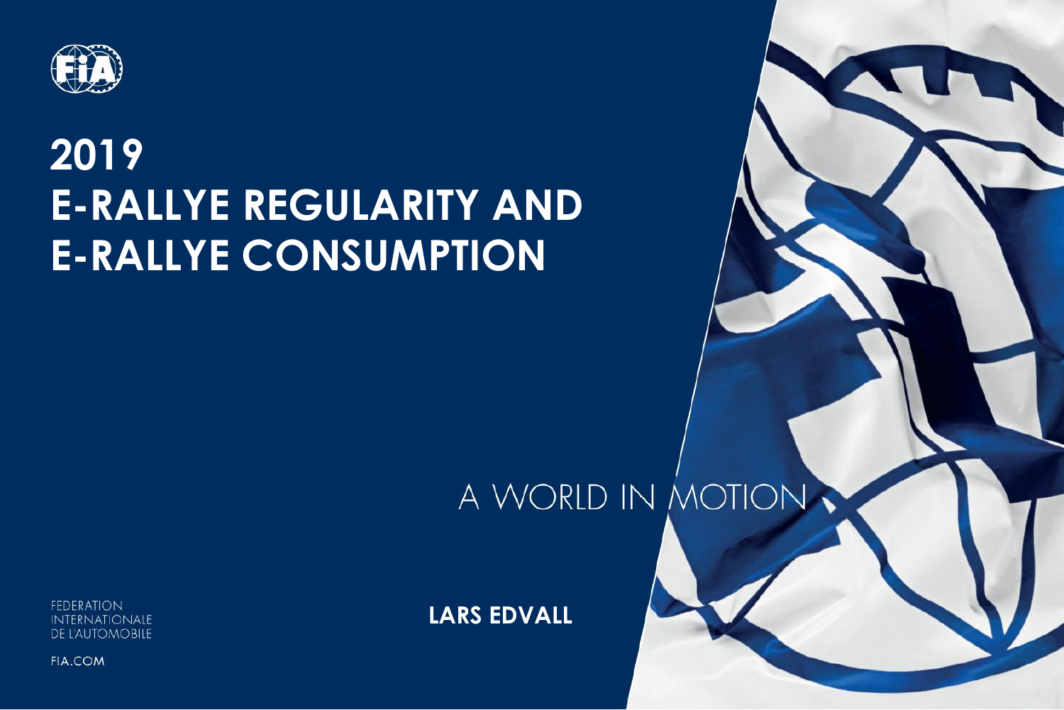# 2019 E-RALLYE REGULARITY AND E-RALLYE CONSUMPTION

A WORLD IN MOTION

**LARS EDVALL**

FEDERATION INTERNATIONALE DE L'AUTOMOBILE

FIA.COM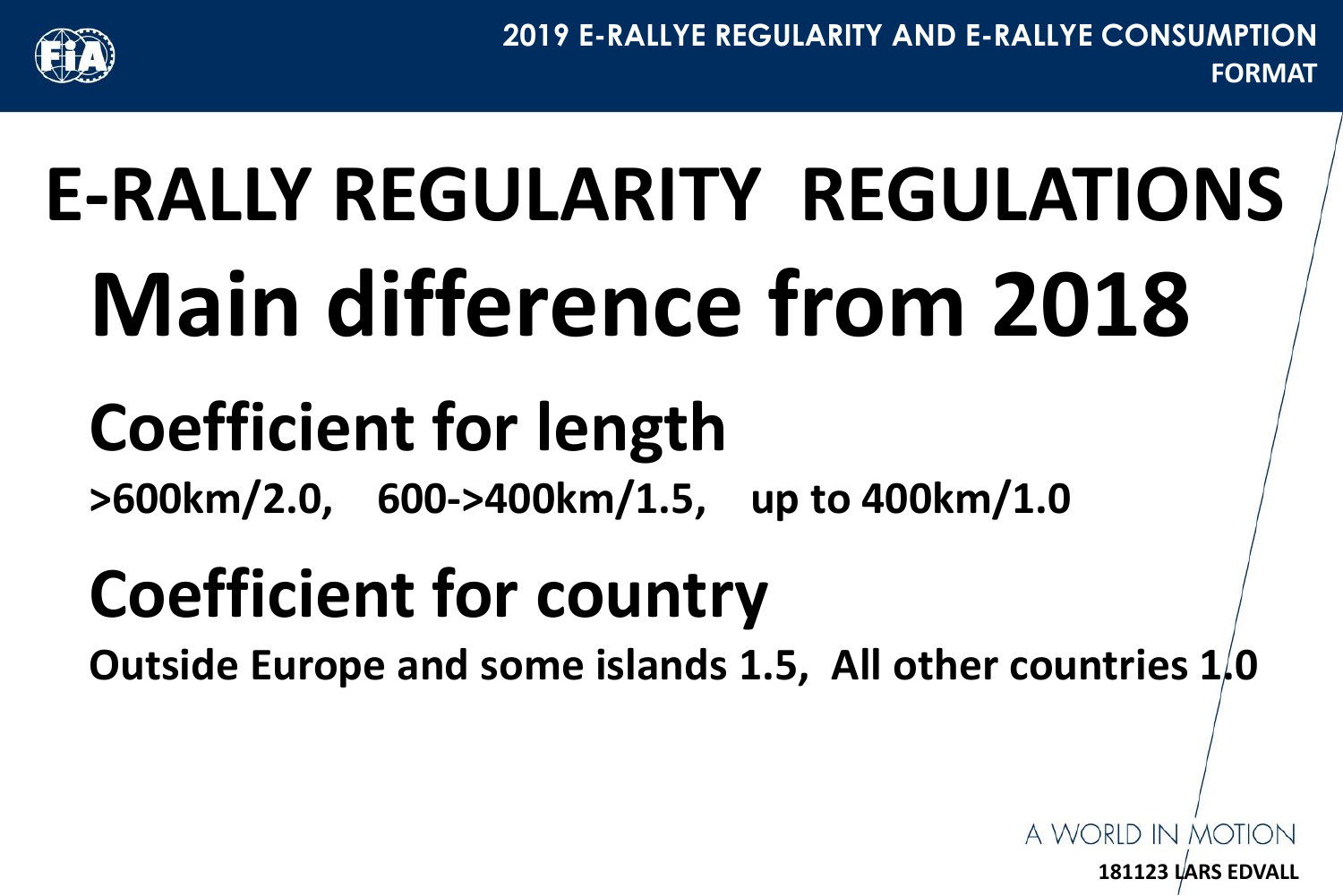# E-RALLY REGULARITY REGULATIONS

# Main difference from 2018

## Coefficient for length

**>600km/2.0, 600->400km/1.5, up to 400km/1.0**

## Coefficient for country

**Outside Europe and some islands 1.5, All other countries 1.0**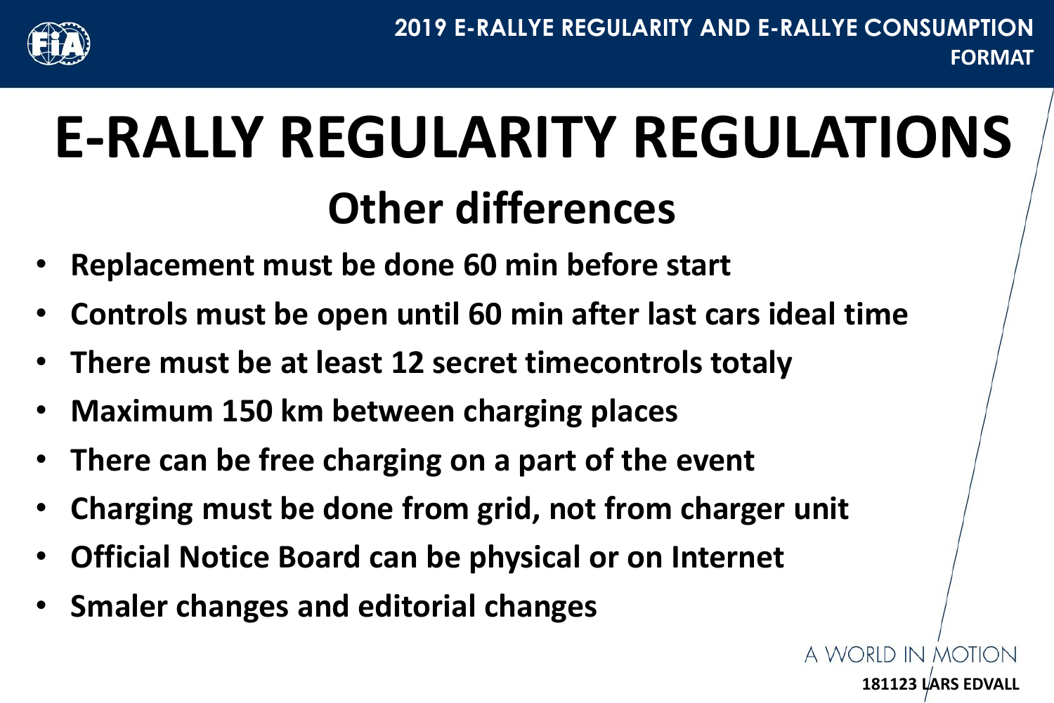# E-RALLY REGULARITY REGULATIONS

## Other differences

- Replacement must be done 60 min before start
- Controls must be open until 60 min after last cars ideal time
- There must be at least 12 secret timecontrols totaly
- Maximum 150 km between charging places
- There can be free charging on a part of the event
- Charging must be done from grid, not from charger unit
- Official Notice Board can be physical or on Internet
- Smaler changes and editorial changes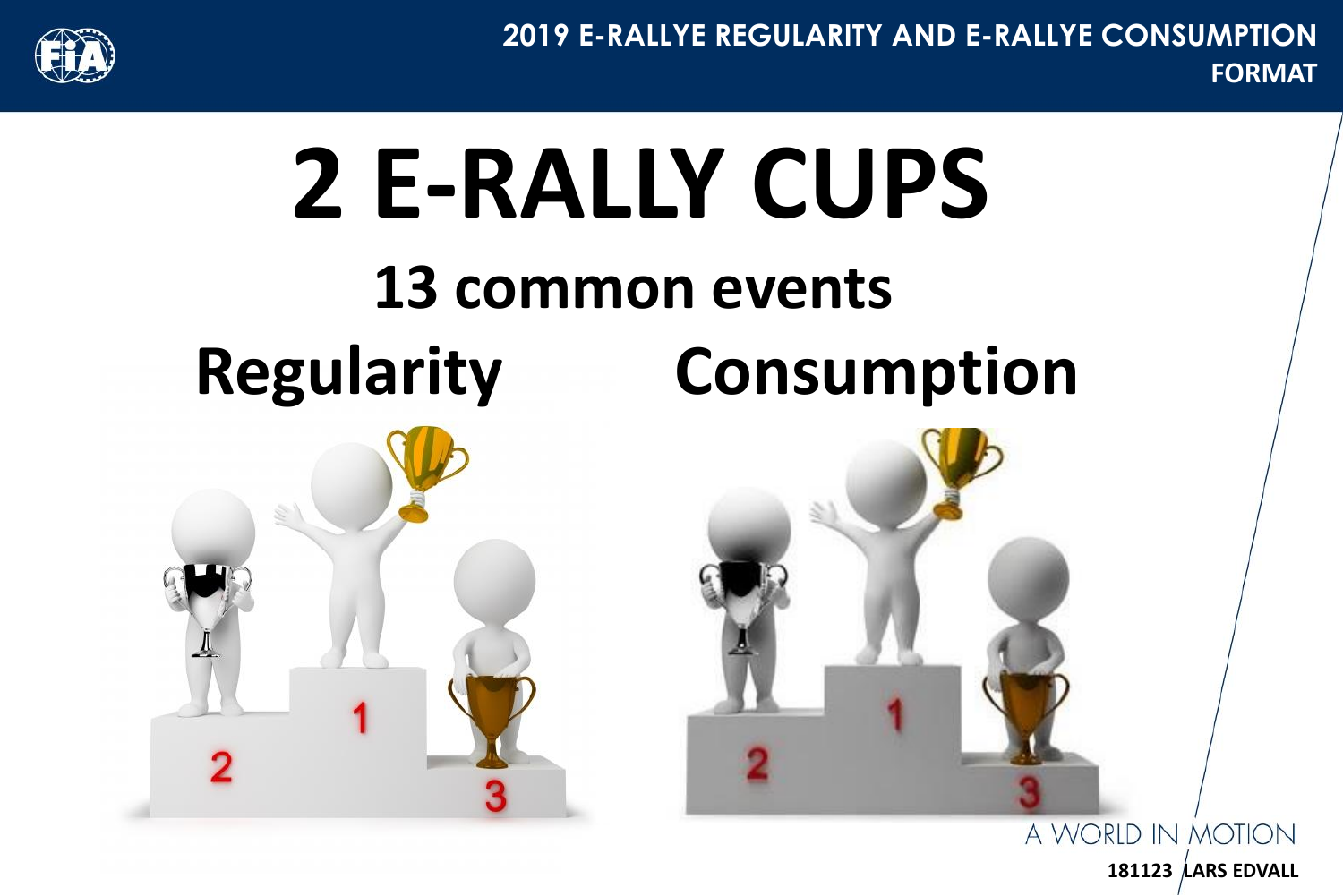# 2 E-RALLY CUPS

## 13 common events

**Regularity** **Consumption**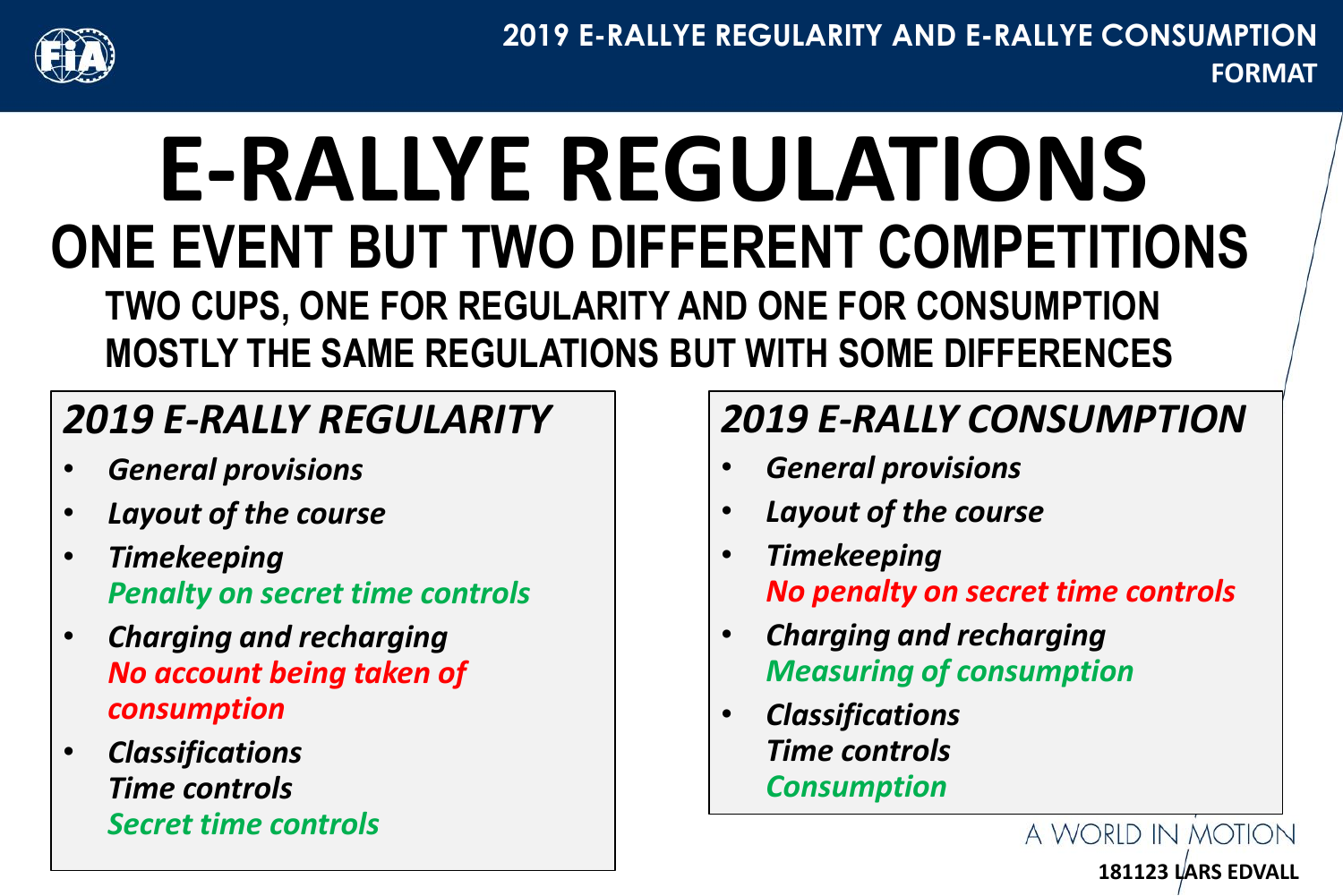# E-RALLYE REGULATIONS

## ONE EVENT BUT TWO DIFFERENT COMPETITIONS

**TWO CUPS, ONE FOR REGULARITY AND ONE FOR CONSUMPTION**
**MOSTLY THE SAME REGULATIONS BUT WITH SOME DIFFERENCES**

### *2019 E-RALLY REGULARITY*

- ***General provisions***
- ***Layout of the course***
- ***Timekeeping***
  ***Penalty on secret time controls***
- ***Charging and recharging***
  ***No account being taken of consumption***
- ***Classifications***
  ***Time controls***
  ***Secret time controls***

### *2019 E-RALLY CONSUMPTION*

- ***General provisions***
- ***Layout of the course***
- ***Timekeeping***
  ***No penalty on secret time controls***
- ***Charging and recharging***
  ***Measuring of consumption***
- ***Classifications***
  ***Time controls***
  ***Consumption***

A WORLD IN MOTION

**181123 LARS EDVALL**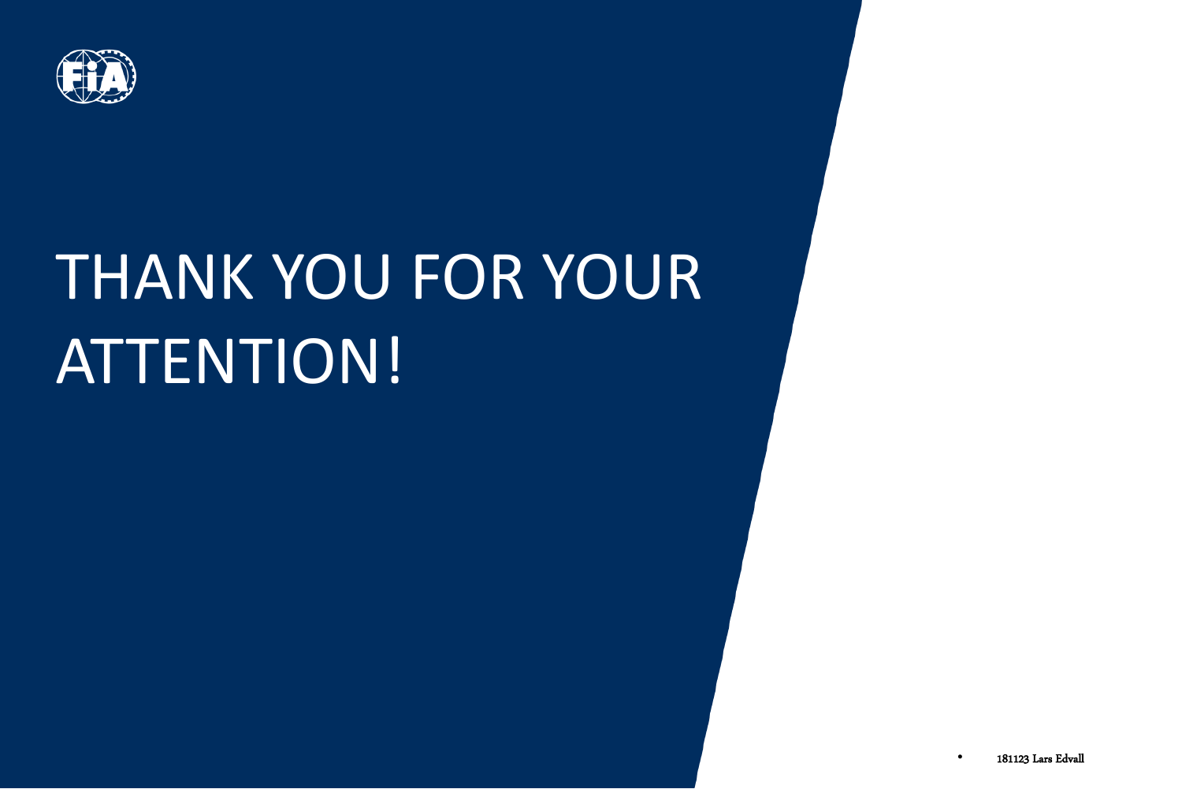# THANK YOU FOR YOUR ATTENTION!

- 181123 Lars Edvall